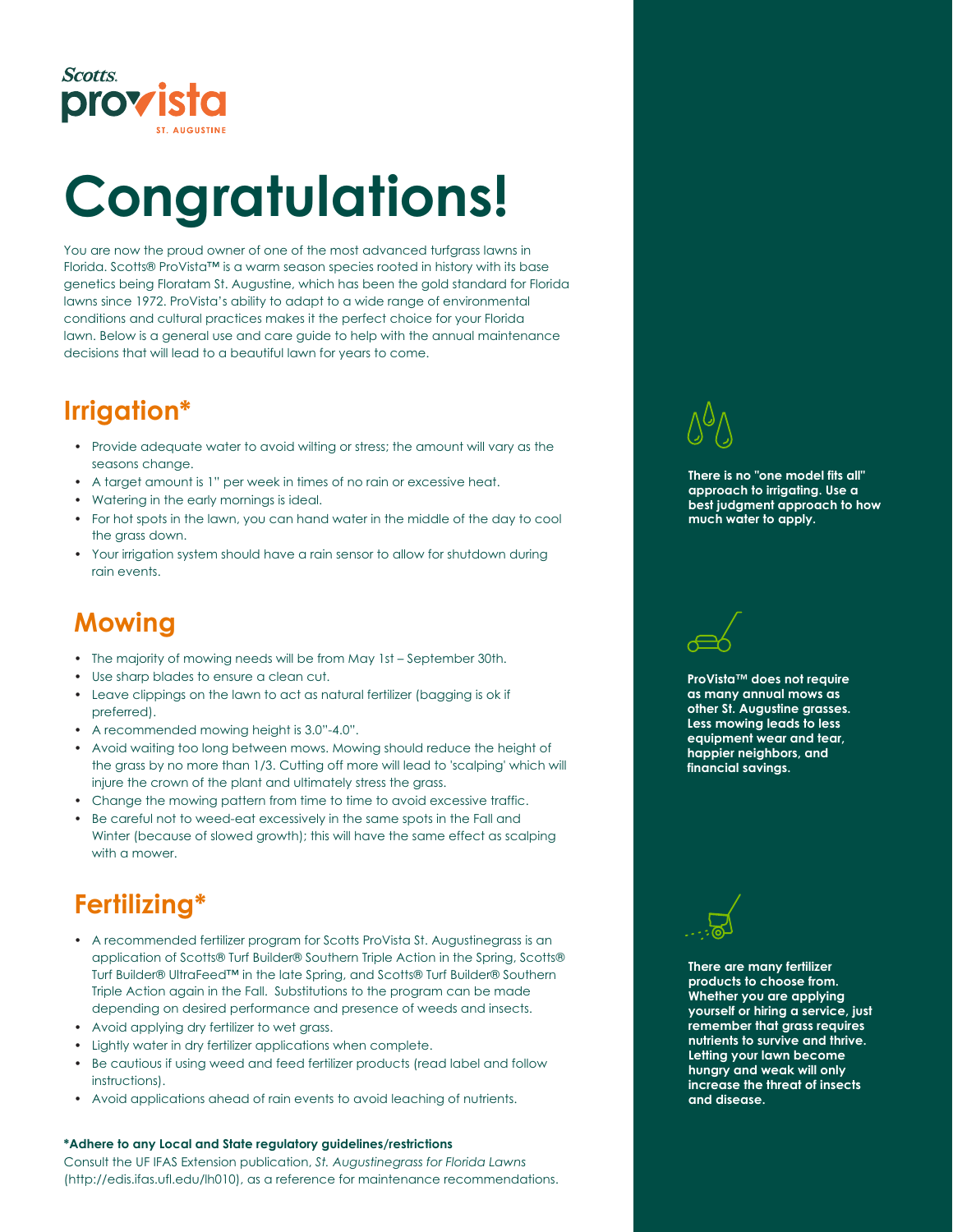Scotts.

provista

ST. AUGUSTINE

# Congratulations!

You are now the proud owner of one of the most advanced turfgrass lawns in Florida. Scotts® ProVista™ is a warm season species rooted in history with its base genetics being Floratam St. Augustine, which has been the gold standard for Florida lawns since 1972. ProVista's ability to adapt to a wide range of environmental conditions and cultural practices makes it the perfect choice for your Florida lawn. Below is a general use and care guide to help with the annual maintenance decisions that will lead to a beautiful lawn for years to come.

## Irrigation*

- Provide adequate water to avoid wilting or stress; the amount will vary as the seasons change.
- A target amount is 1" per week in times of no rain or excessive heat.
- Watering in the early mornings is ideal.
- For hot spots in the lawn, you can hand water in the middle of the day to cool the grass down.
- Your irrigation system should have a rain sensor to allow for shutdown during rain events.

**There is no "one model fits all" approach to irrigating. Use a best judgment approach to how much water to apply.**

## Mowing

- The majority of mowing needs will be from May 1st – September 30th.
- Use sharp blades to ensure a clean cut.
- Leave clippings on the lawn to act as natural fertilizer (bagging is ok if preferred).
- A recommended mowing height is 3.0"-4.0".
- Avoid waiting too long between mows. Mowing should reduce the height of the grass by no more than 1/3. Cutting off more will lead to 'scalping' which will injure the crown of the plant and ultimately stress the grass.
- Change the mowing pattern from time to time to avoid excessive traffic.
- Be careful not to weed-eat excessively in the same spots in the Fall and Winter (because of slowed growth); this will have the same effect as scalping with a mower.

**ProVista™ does not require as many annual mows as other St. Augustine grasses. Less mowing leads to less equipment wear and tear, happier neighbors, and financial savings.**

## Fertilizing*

- A recommended fertilizer program for Scotts ProVista St. Augustinegrass is an application of Scotts® Turf Builder® Southern Triple Action in the Spring, Scotts® Turf Builder® UltraFeed™ in the late Spring, and Scotts® Turf Builder® Southern Triple Action again in the Fall. Substitutions to the program can be made depending on desired performance and presence of weeds and insects.
- Avoid applying dry fertilizer to wet grass.
- Lightly water in dry fertilizer applications when complete.
- Be cautious if using weed and feed fertilizer products (read label and follow instructions).
- Avoid applications ahead of rain events to avoid leaching of nutrients.

**There are many fertilizer products to choose from. Whether you are applying yourself or hiring a service, just remember that grass requires nutrients to survive and thrive. Letting your lawn become hungry and weak will only increase the threat of insects and disease.**

**\*Adhere to any Local and State regulatory guidelines/restrictions**

Consult the UF IFAS Extension publication, *St. Augustinegrass for Florida Lawns* (http://edis.ifas.ufl.edu/lh010), as a reference for maintenance recommendations.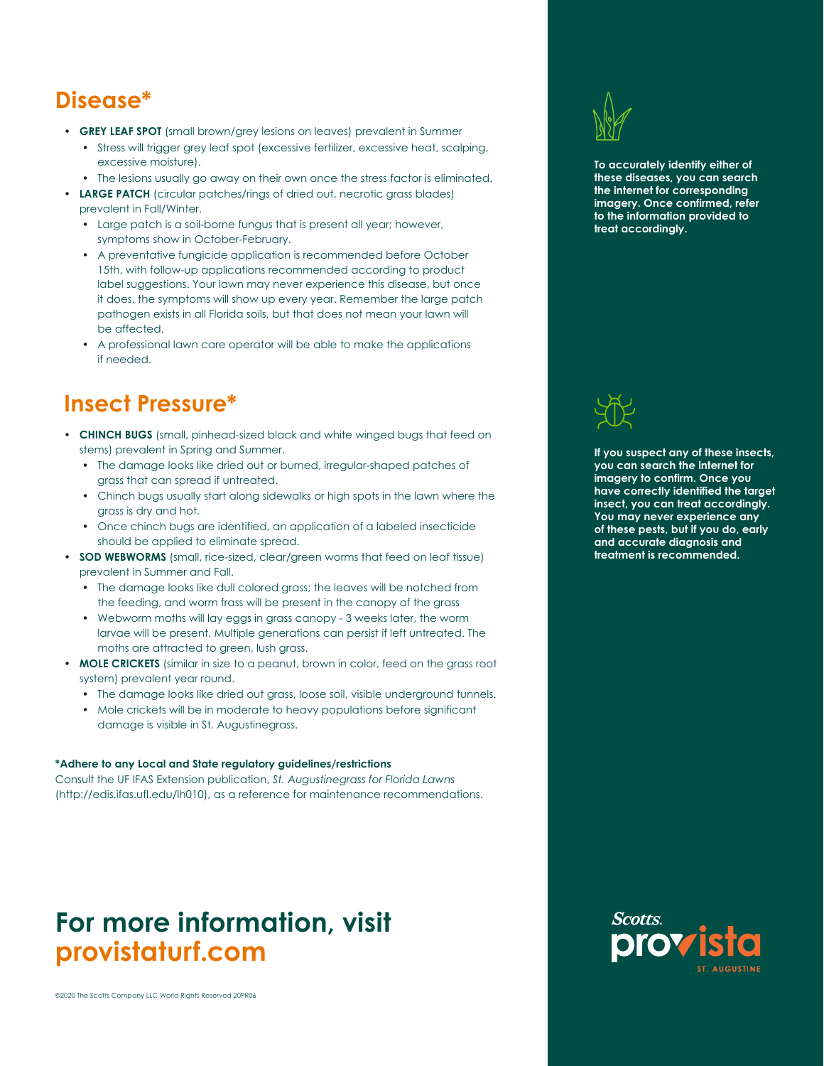## Disease*

- **GREY LEAF SPOT** (small brown/grey lesions on leaves) prevalent in Summer
  - Stress will trigger grey leaf spot (excessive fertilizer, excessive heat, scalping, excessive moisture).
  - The lesions usually go away on their own once the stress factor is eliminated.
- **LARGE PATCH** (circular patches/rings of dried out, necrotic grass blades) prevalent in Fall/Winter.
  - Large patch is a soil-borne fungus that is present all year; however, symptoms show in October-February.
  - A preventative fungicide application is recommended before October 15th, with follow-up applications recommended according to product label suggestions. Your lawn may never experience this disease, but once it does, the symptoms will show up every year. Remember the large patch pathogen exists in all Florida soils, but that does not mean your lawn will be affected.
  - A professional lawn care operator will be able to make the applications if needed.

**To accurately identify either of these diseases, you can search the internet for corresponding imagery. Once confirmed, refer to the information provided to treat accordingly.**

## Insect Pressure*

- **CHINCH BUGS** (small, pinhead-sized black and white winged bugs that feed on stems) prevalent in Spring and Summer.
  - The damage looks like dried out or burned, irregular-shaped patches of grass that can spread if untreated.
  - Chinch bugs usually start along sidewalks or high spots in the lawn where the grass is dry and hot.
  - Once chinch bugs are identified, an application of a labeled insecticide should be applied to eliminate spread.
- **SOD WEBWORMS** (small, rice-sized, clear/green worms that feed on leaf tissue) prevalent in Summer and Fall.
  - The damage looks like dull colored grass; the leaves will be notched from the feeding, and worm frass will be present in the canopy of the grass
  - Webworm moths will lay eggs in grass canopy - 3 weeks later, the worm larvae will be present. Multiple generations can persist if left untreated. The moths are attracted to green, lush grass.
- **MOLE CRICKETS** (similar in size to a peanut, brown in color, feed on the grass root system) prevalent year round.
  - The damage looks like dried out grass, loose soil, visible underground tunnels.
  - Mole crickets will be in moderate to heavy populations before significant damage is visible in St. Augustinegrass.

**If you suspect any of these insects, you can search the internet for imagery to confirm. Once you have correctly identified the target insect, you can treat accordingly. You may never experience any of these pests, but if you do, early and accurate diagnosis and treatment is recommended.**

**\*Adhere to any Local and State regulatory guidelines/restrictions**
Consult the UF IFAS Extension publication, *St. Augustinegrass for Florida Lawns* (http://edis.ifas.ufl.edu/lh010), as a reference for maintenance recommendations.

# For more information, visit provistaturf.com

Scotts. provista ST. AUGUSTINE

©2020 The Scotts Company LLC World Rights Reserved 20PR06